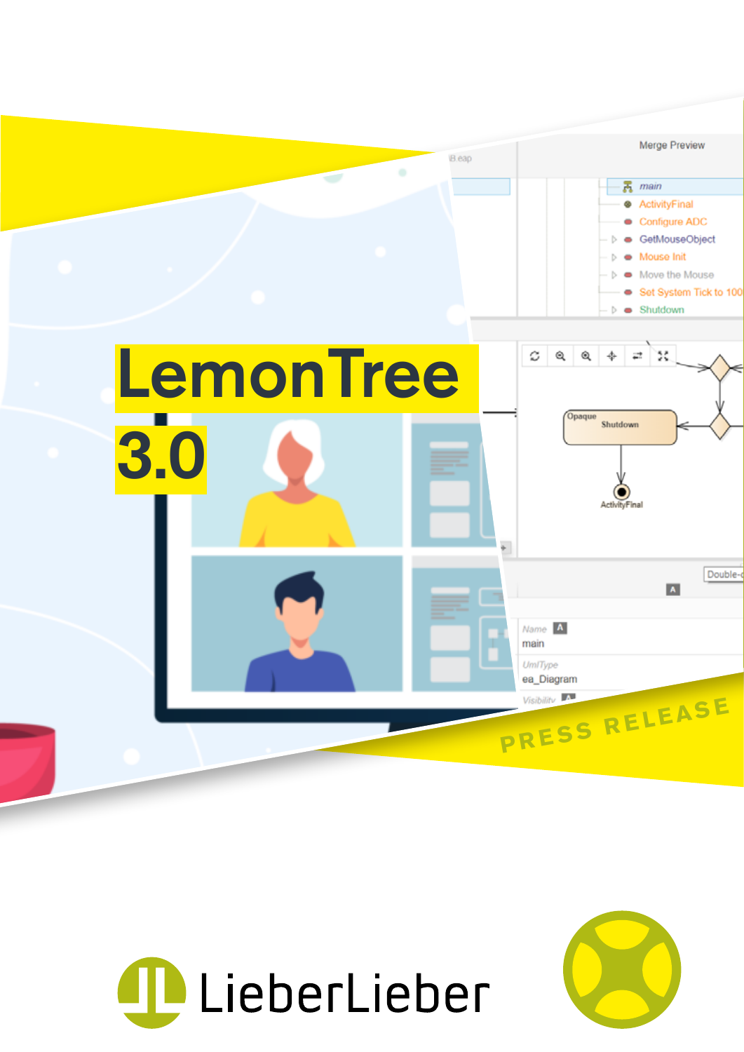# LemonTree 3.0

PRESS RELEASE

LieberLieber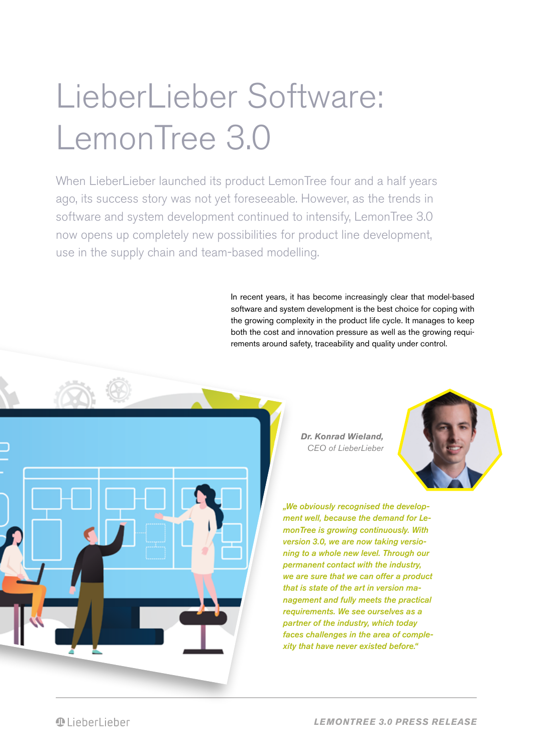# LieberLieber Software: LemonTree 3.0

When LieberLieber launched its product LemonTree four and a half years ago, its success story was not yet foreseeable. However, as the trends in software and system development continued to intensify, LemonTree 3.0 now opens up completely new possibilities for product line development, use in the supply chain and team-based modelling.

In recent years, it has become increasingly clear that model-based software and system development is the best choice for coping with the growing complexity in the product life cycle. It manages to keep both the cost and innovation pressure as well as the growing requirements around safety, traceability and quality under control.

***Dr. Konrad Wieland,***
*CEO of LieberLieber*

***„We obviously recognised the development well, because the demand for LemonTree is growing continuously. With version 3.0, we are now taking versioning to a whole new level. Through our permanent contact with the industry, we are sure that we can offer a product that is state of the art in version management and fully meets the practical requirements. We see ourselves as a partner of the industry, which today faces challenges in the area of complexity that have never existed before.“***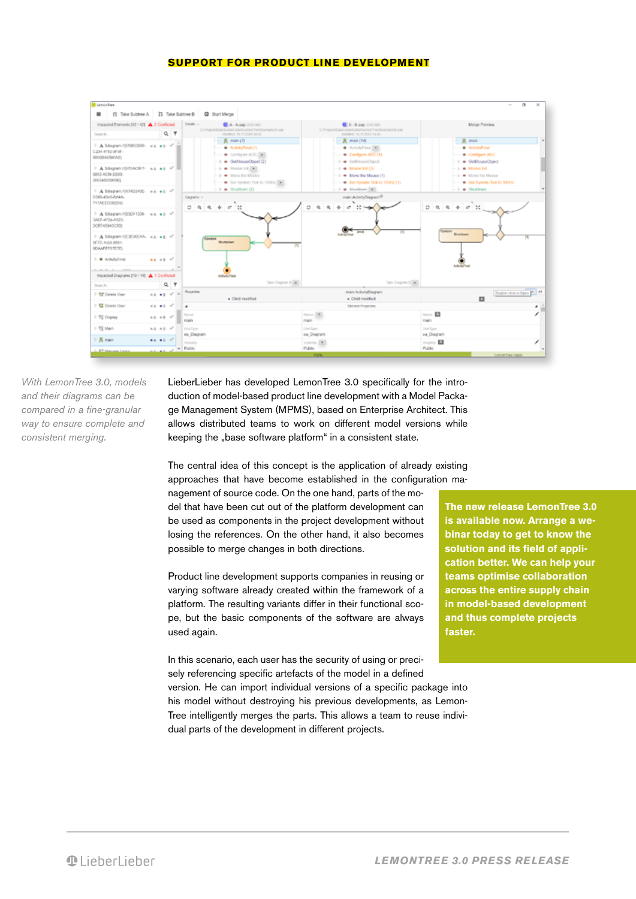## SUPPORT FOR PRODUCT LINE DEVELOPMENT

*With LemonTree 3.0, models and their diagrams can be compared in a fine-granular way to ensure complete and consistent merging.*

LieberLieber has developed LemonTree 3.0 specifically for the introduction of model-based product line development with a Model Package Management System (MPMS), based on Enterprise Architect. This allows distributed teams to work on different model versions while keeping the „base software platform" in a consistent state.

The central idea of this concept is the application of already existing approaches that have become established in the configuration management of source code. On the one hand, parts of the model that have been cut out of the platform development can be used as components in the project development without losing the references. On the other hand, it also becomes possible to merge changes in both directions.

Product line development supports companies in reusing or varying software already created within the framework of a platform. The resulting variants differ in their functional scope, but the basic components of the software are always used again.

In this scenario, each user has the security of using or precisely referencing specific artefacts of the model in a defined version. He can import individual versions of a specific package into his model without destroying his previous developments, as LemonTree intelligently merges the parts. This allows a team to reuse individual parts of the development in different projects.

**The new release LemonTree 3.0 is available now. Arrange a webinar today to get to know the solution and its field of application better. We can help your teams optimise collaboration across the entire supply chain in model-based development and thus complete projects faster.**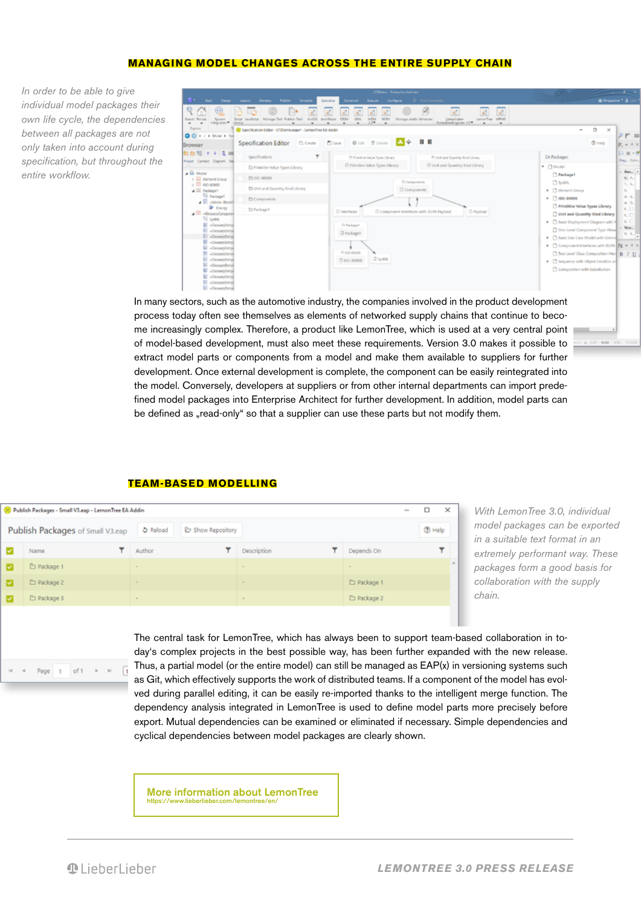## MANAGING MODEL CHANGES ACROSS THE ENTIRE SUPPLY CHAIN

*In order to be able to give individual model packages their own life cycle, the dependencies between all packages are not only taken into account during specification, but throughout the entire workflow.*

In many sectors, such as the automotive industry, the companies involved in the product development process today often see themselves as elements of networked supply chains that continue to become increasingly complex. Therefore, a product like LemonTree, which is used at a very central point of model-based development, must also meet these requirements. Version 3.0 makes it possible to extract model parts or components from a model and make them available to suppliers for further development. Once external development is complete, the component can be easily reintegrated into the model. Conversely, developers at suppliers or from other internal departments can import predefined model packages into Enterprise Architect for further development. In addition, model parts can be defined as „read-only" so that a supplier can use these parts but not modify them.

## TEAM-BASED MODELLING

*With LemonTree 3.0, individual model packages can be exported in a suitable text format in an extremely performant way. These packages form a good basis for collaboration with the supply chain.*

The central task for LemonTree, which has always been to support team-based collaboration in today's complex projects in the best possible way, has been further expanded with the new release. Thus, a partial model (or the entire model) can still be managed as EAP(x) in versioning systems such as Git, which effectively supports the work of distributed teams. If a component of the model has evolved during parallel editing, it can be easily re-imported thanks to the intelligent merge function. The dependency analysis integrated in LemonTree is used to define model parts more precisely before export. Mutual dependencies can be examined or eliminated if necessary. Simple dependencies and cyclical dependencies between model packages are clearly shown.

**More information about LemonTree**
https://www.lieberlieber.com/lemontree/en/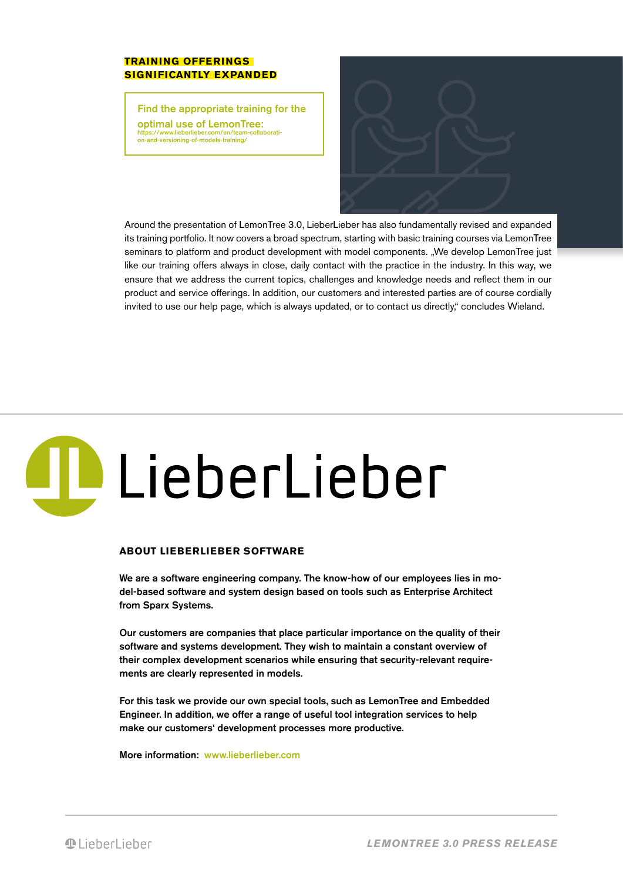## TRAINING OFFERINGS SIGNIFICANTLY EXPANDED

Find the appropriate training for the optimal use of LemonTree:
https://www.lieberlieber.com/en/team-collaboration-and-versioning-of-models-training/

Around the presentation of LemonTree 3.0, LieberLieber has also fundamentally revised and expanded its training portfolio. It now covers a broad spectrum, starting with basic training courses via LemonTree seminars to platform and product development with model components. „We develop LemonTree just like our training offers always in close, daily contact with the practice in the industry. In this way, we ensure that we address the current topics, challenges and knowledge needs and reflect them in our product and service offerings. In addition, our customers and interested parties are of course cordially invited to use our help page, which is always updated, or to contact us directly," concludes Wieland.

LieberLieber

## ABOUT LIEBERLIEBER SOFTWARE

**We are a software engineering company. The know-how of our employees lies in model-based software and system design based on tools such as Enterprise Architect from Sparx Systems.**

**Our customers are companies that place particular importance on the quality of their software and systems development. They wish to maintain a constant overview of their complex development scenarios while ensuring that security-relevant requirements are clearly represented in models.**

**For this task we provide our own special tools, such as LemonTree and Embedded Engineer. In addition, we offer a range of useful tool integration services to help make our customers' development processes more productive.**

**More information:** www.lieberlieber.com